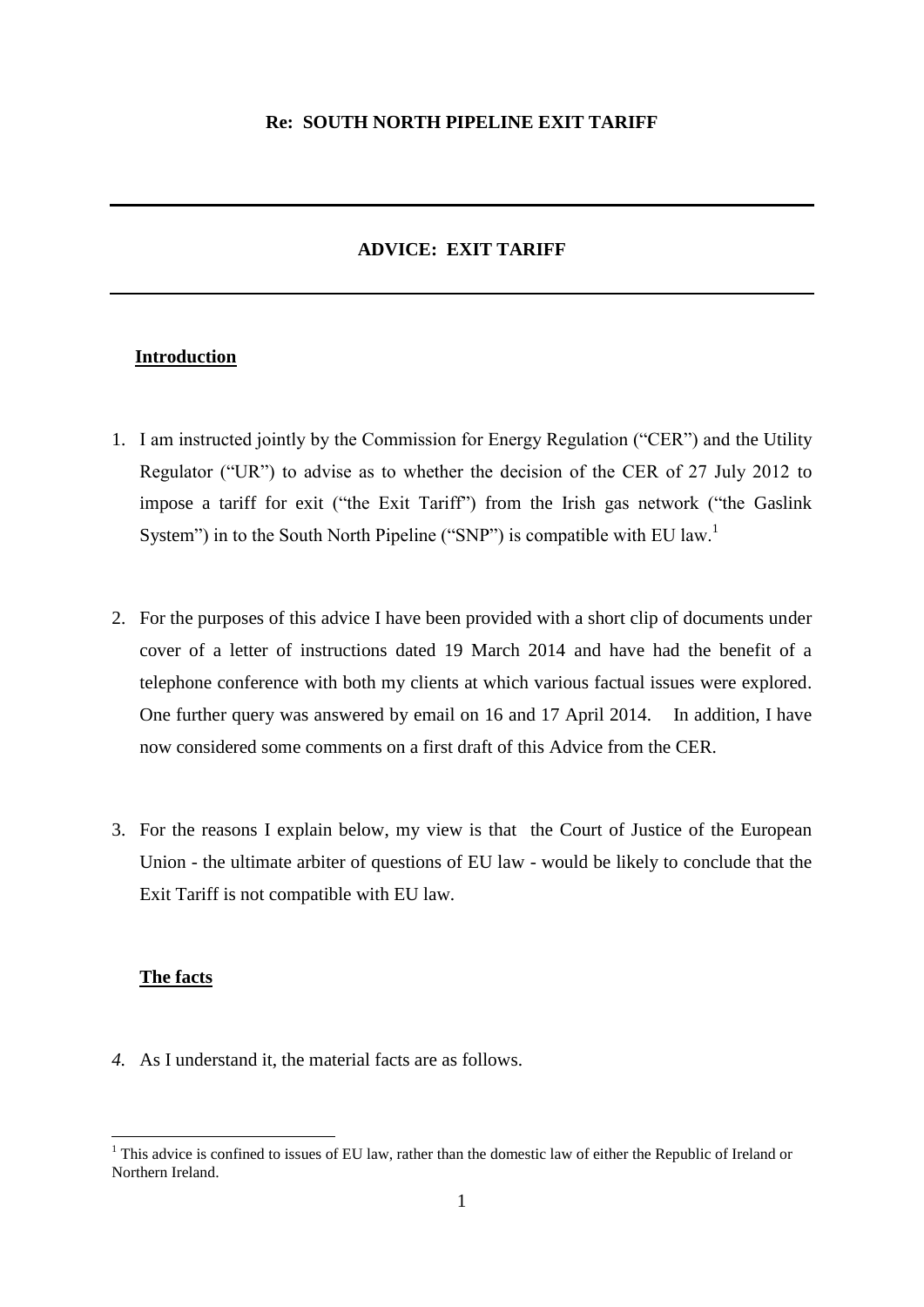**Re: SOUTH NORTH PIPELINE EXIT TARIFF**

---

**ADVICE: EXIT TARIFF**

---

**<u>Introduction</u>**

1. I am instructed jointly by the Commission for Energy Regulation ("CER") and the Utility Regulator ("UR") to advise as to whether the decision of the CER of 27 July 2012 to impose a tariff for exit ("the Exit Tariff") from the Irish gas network ("the Gaslink System") in to the South North Pipeline ("SNP") is compatible with EU law.[1]

2. For the purposes of this advice I have been provided with a short clip of documents under cover of a letter of instructions dated 19 March 2014 and have had the benefit of a telephone conference with both my clients at which various factual issues were explored. One further query was answered by email on 16 and 17 April 2014. In addition, I have now considered some comments on a first draft of this Advice from the CER.

3. For the reasons I explain below, my view is that the Court of Justice of the European Union - the ultimate arbiter of questions of EU law - would be likely to conclude that the Exit Tariff is not compatible with EU law.

**<u>The facts</u>**

4. As I understand it, the material facts are as follows.

---

[1] This advice is confined to issues of EU law, rather than the domestic law of either the Republic of Ireland or Northern Ireland.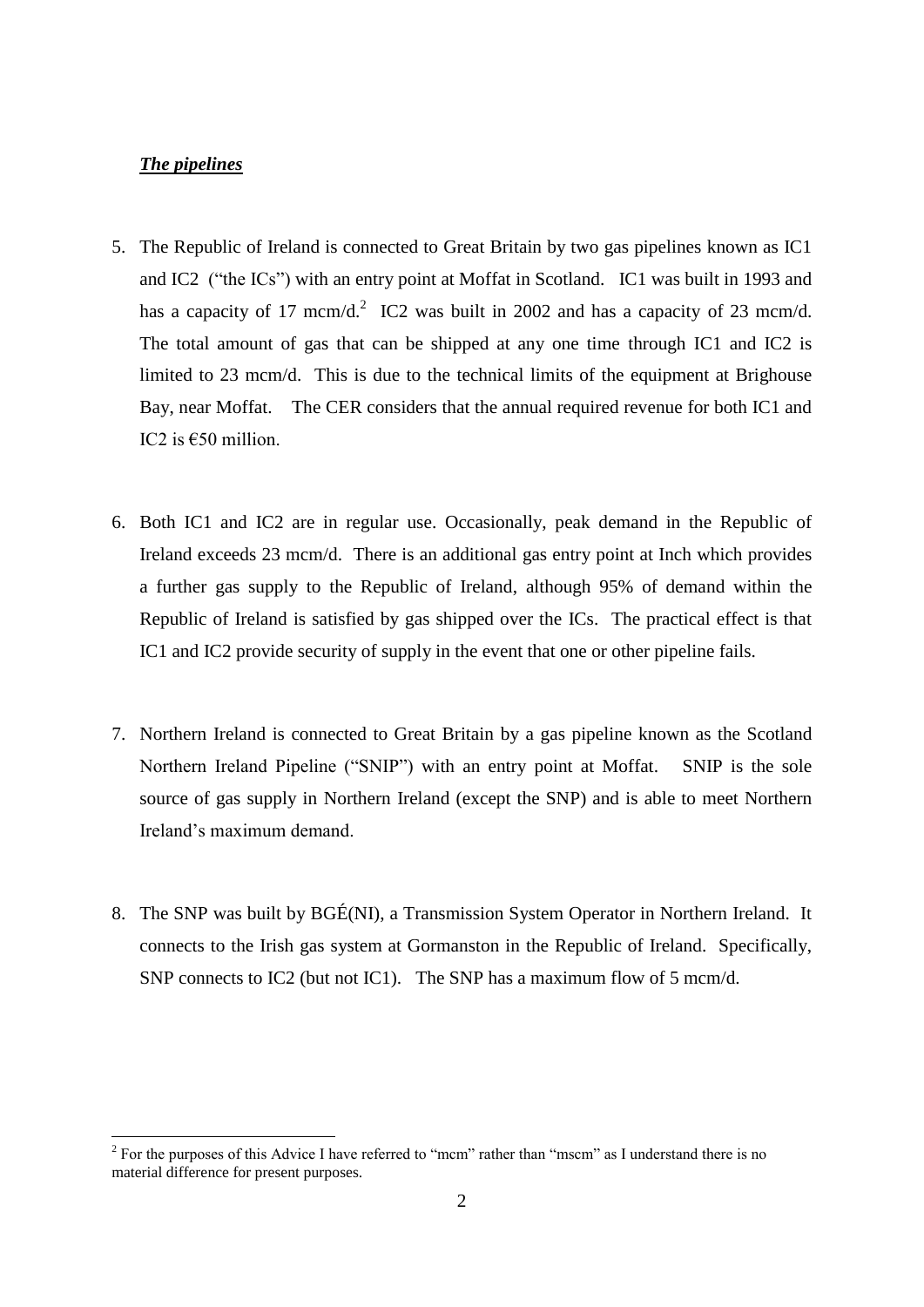***The pipelines***

5. The Republic of Ireland is connected to Great Britain by two gas pipelines known as IC1 and IC2 ("the ICs") with an entry point at Moffat in Scotland. IC1 was built in 1993 and has a capacity of 17 mcm/d.[2] IC2 was built in 2002 and has a capacity of 23 mcm/d. The total amount of gas that can be shipped at any one time through IC1 and IC2 is limited to 23 mcm/d. This is due to the technical limits of the equipment at Brighouse Bay, near Moffat. The CER considers that the annual required revenue for both IC1 and IC2 is €50 million.

6. Both IC1 and IC2 are in regular use. Occasionally, peak demand in the Republic of Ireland exceeds 23 mcm/d. There is an additional gas entry point at Inch which provides a further gas supply to the Republic of Ireland, although 95% of demand within the Republic of Ireland is satisfied by gas shipped over the ICs. The practical effect is that IC1 and IC2 provide security of supply in the event that one or other pipeline fails.

7. Northern Ireland is connected to Great Britain by a gas pipeline known as the Scotland Northern Ireland Pipeline ("SNIP") with an entry point at Moffat. SNIP is the sole source of gas supply in Northern Ireland (except the SNP) and is able to meet Northern Ireland's maximum demand.

8. The SNP was built by BGÉ(NI), a Transmission System Operator in Northern Ireland. It connects to the Irish gas system at Gormanston in the Republic of Ireland. Specifically, SNP connects to IC2 (but not IC1). The SNP has a maximum flow of 5 mcm/d.

[2] For the purposes of this Advice I have referred to "mcm" rather than "mscm" as I understand there is no material difference for present purposes.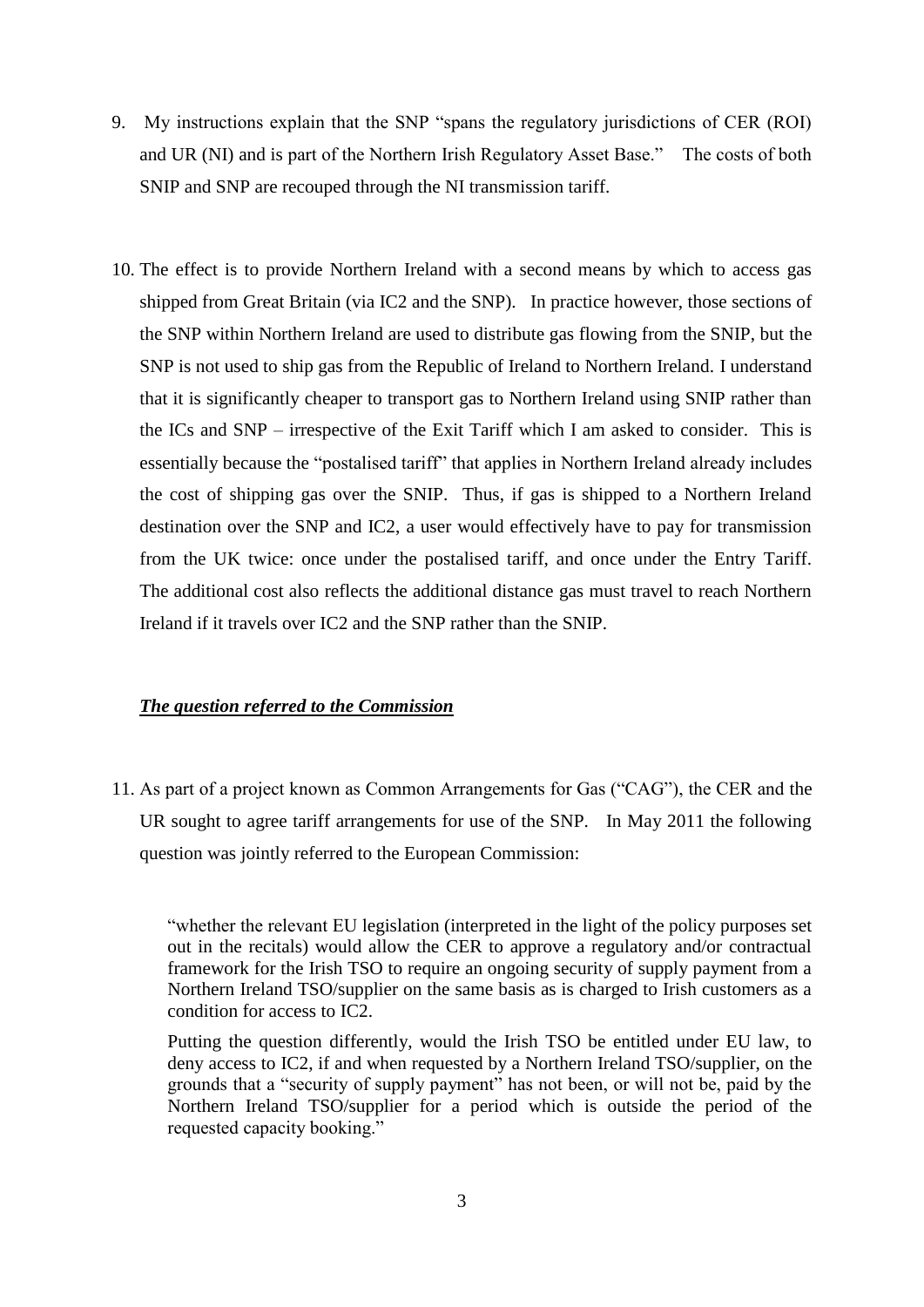9. My instructions explain that the SNP "spans the regulatory jurisdictions of CER (ROI) and UR (NI) and is part of the Northern Irish Regulatory Asset Base." The costs of both SNIP and SNP are recouped through the NI transmission tariff.

10. The effect is to provide Northern Ireland with a second means by which to access gas shipped from Great Britain (via IC2 and the SNP). In practice however, those sections of the SNP within Northern Ireland are used to distribute gas flowing from the SNIP, but the SNP is not used to ship gas from the Republic of Ireland to Northern Ireland. I understand that it is significantly cheaper to transport gas to Northern Ireland using SNIP rather than the ICs and SNP – irrespective of the Exit Tariff which I am asked to consider. This is essentially because the "postalised tariff" that applies in Northern Ireland already includes the cost of shipping gas over the SNIP. Thus, if gas is shipped to a Northern Ireland destination over the SNP and IC2, a user would effectively have to pay for transmission from the UK twice: once under the postalised tariff, and once under the Entry Tariff. The additional cost also reflects the additional distance gas must travel to reach Northern Ireland if it travels over IC2 and the SNP rather than the SNIP.

***The question referred to the Commission***

11. As part of a project known as Common Arrangements for Gas ("CAG"), the CER and the UR sought to agree tariff arrangements for use of the SNP. In May 2011 the following question was jointly referred to the European Commission:

> "whether the relevant EU legislation (interpreted in the light of the policy purposes set out in the recitals) would allow the CER to approve a regulatory and/or contractual framework for the Irish TSO to require an ongoing security of supply payment from a Northern Ireland TSO/supplier on the same basis as is charged to Irish customers as a condition for access to IC2.
>
> Putting the question differently, would the Irish TSO be entitled under EU law, to deny access to IC2, if and when requested by a Northern Ireland TSO/supplier, on the grounds that a "security of supply payment" has not been, or will not be, paid by the Northern Ireland TSO/supplier for a period which is outside the period of the requested capacity booking."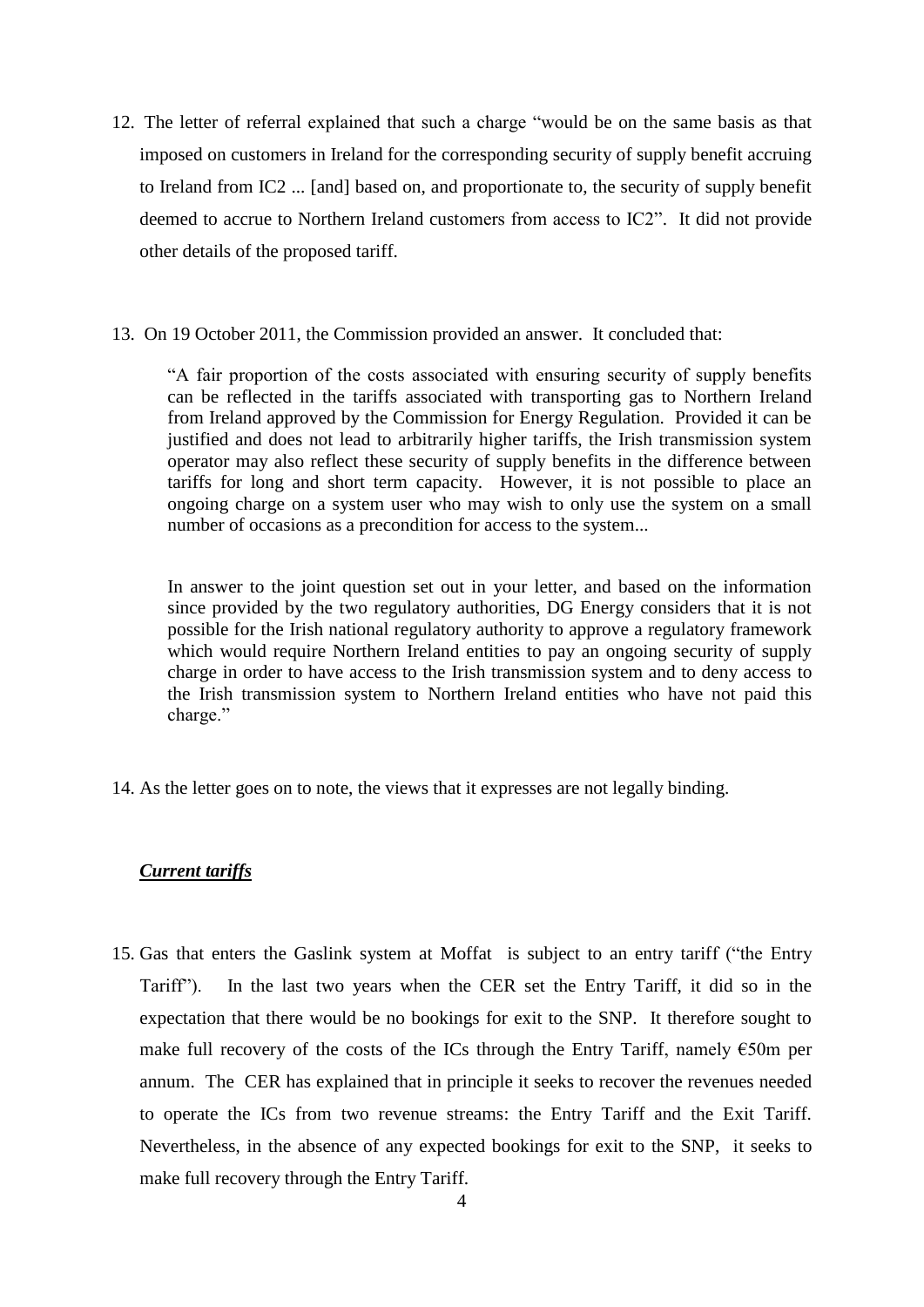12. The letter of referral explained that such a charge "would be on the same basis as that imposed on customers in Ireland for the corresponding security of supply benefit accruing to Ireland from IC2 ... [and] based on, and proportionate to, the security of supply benefit deemed to accrue to Northern Ireland customers from access to IC2". It did not provide other details of the proposed tariff.

13. On 19 October 2011, the Commission provided an answer. It concluded that:

> "A fair proportion of the costs associated with ensuring security of supply benefits can be reflected in the tariffs associated with transporting gas to Northern Ireland from Ireland approved by the Commission for Energy Regulation. Provided it can be justified and does not lead to arbitrarily higher tariffs, the Irish transmission system operator may also reflect these security of supply benefits in the difference between tariffs for long and short term capacity. However, it is not possible to place an ongoing charge on a system user who may wish to only use the system on a small number of occasions as a precondition for access to the system...
>
> In answer to the joint question set out in your letter, and based on the information since provided by the two regulatory authorities, DG Energy considers that it is not possible for the Irish national regulatory authority to approve a regulatory framework which would require Northern Ireland entities to pay an ongoing security of supply charge in order to have access to the Irish transmission system and to deny access to the Irish transmission system to Northern Ireland entities who have not paid this charge."

14. As the letter goes on to note, the views that it expresses are not legally binding.

***Current tariffs***

15. Gas that enters the Gaslink system at Moffat is subject to an entry tariff ("the Entry Tariff"). In the last two years when the CER set the Entry Tariff, it did so in the expectation that there would be no bookings for exit to the SNP. It therefore sought to make full recovery of the costs of the ICs through the Entry Tariff, namely €50m per annum. The CER has explained that in principle it seeks to recover the revenues needed to operate the ICs from two revenue streams: the Entry Tariff and the Exit Tariff. Nevertheless, in the absence of any expected bookings for exit to the SNP, it seeks to make full recovery through the Entry Tariff.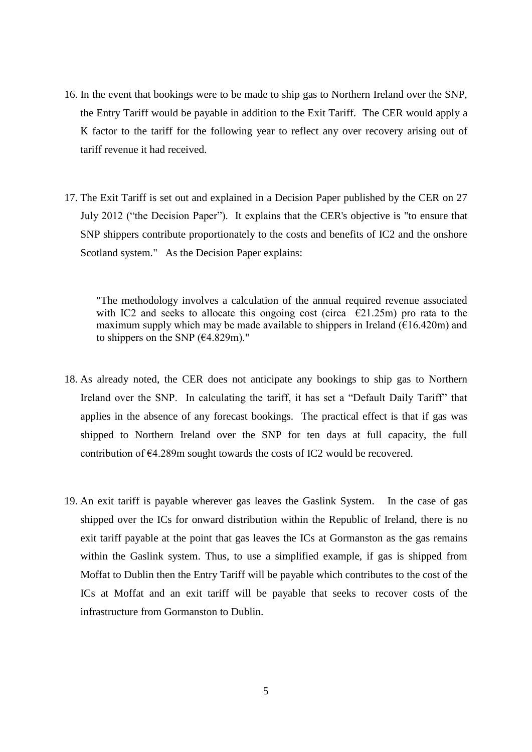16. In the event that bookings were to be made to ship gas to Northern Ireland over the SNP, the Entry Tariff would be payable in addition to the Exit Tariff. The CER would apply a K factor to the tariff for the following year to reflect any over recovery arising out of tariff revenue it had received.

17. The Exit Tariff is set out and explained in a Decision Paper published by the CER on 27 July 2012 ("the Decision Paper"). It explains that the CER's objective is "to ensure that SNP shippers contribute proportionately to the costs and benefits of IC2 and the onshore Scotland system." As the Decision Paper explains:

    > "The methodology involves a calculation of the annual required revenue associated with IC2 and seeks to allocate this ongoing cost (circa €21.25m) pro rata to the maximum supply which may be made available to shippers in Ireland (€16.420m) and to shippers on the SNP (€4.829m)."

18. As already noted, the CER does not anticipate any bookings to ship gas to Northern Ireland over the SNP. In calculating the tariff, it has set a "Default Daily Tariff" that applies in the absence of any forecast bookings. The practical effect is that if gas was shipped to Northern Ireland over the SNP for ten days at full capacity, the full contribution of €4.289m sought towards the costs of IC2 would be recovered.

19. An exit tariff is payable wherever gas leaves the Gaslink System. In the case of gas shipped over the ICs for onward distribution within the Republic of Ireland, there is no exit tariff payable at the point that gas leaves the ICs at Gormanston as the gas remains within the Gaslink system. Thus, to use a simplified example, if gas is shipped from Moffat to Dublin then the Entry Tariff will be payable which contributes to the cost of the ICs at Moffat and an exit tariff will be payable that seeks to recover costs of the infrastructure from Gormanston to Dublin.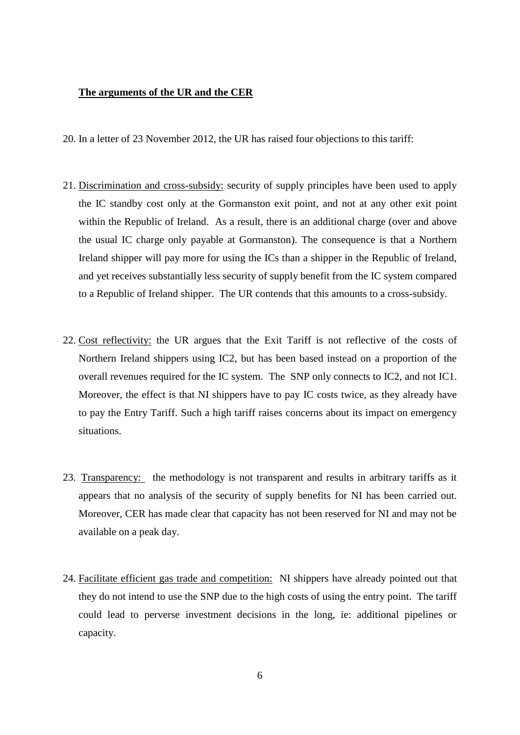**The arguments of the UR and the CER**

20. In a letter of 23 November 2012, the UR has raised four objections to this tariff:

21. Discrimination and cross-subsidy: security of supply principles have been used to apply the IC standby cost only at the Gormanston exit point, and not at any other exit point within the Republic of Ireland. As a result, there is an additional charge (over and above the usual IC charge only payable at Gormanston). The consequence is that a Northern Ireland shipper will pay more for using the ICs than a shipper in the Republic of Ireland, and yet receives substantially less security of supply benefit from the IC system compared to a Republic of Ireland shipper. The UR contends that this amounts to a cross-subsidy.

22. Cost reflectivity: the UR argues that the Exit Tariff is not reflective of the costs of Northern Ireland shippers using IC2, but has been based instead on a proportion of the overall revenues required for the IC system. The SNP only connects to IC2, and not IC1. Moreover, the effect is that NI shippers have to pay IC costs twice, as they already have to pay the Entry Tariff. Such a high tariff raises concerns about its impact on emergency situations.

23. Transparency: the methodology is not transparent and results in arbitrary tariffs as it appears that no analysis of the security of supply benefits for NI has been carried out. Moreover, CER has made clear that capacity has not been reserved for NI and may not be available on a peak day.

24. Facilitate efficient gas trade and competition: NI shippers have already pointed out that they do not intend to use the SNP due to the high costs of using the entry point. The tariff could lead to perverse investment decisions in the long, ie: additional pipelines or capacity.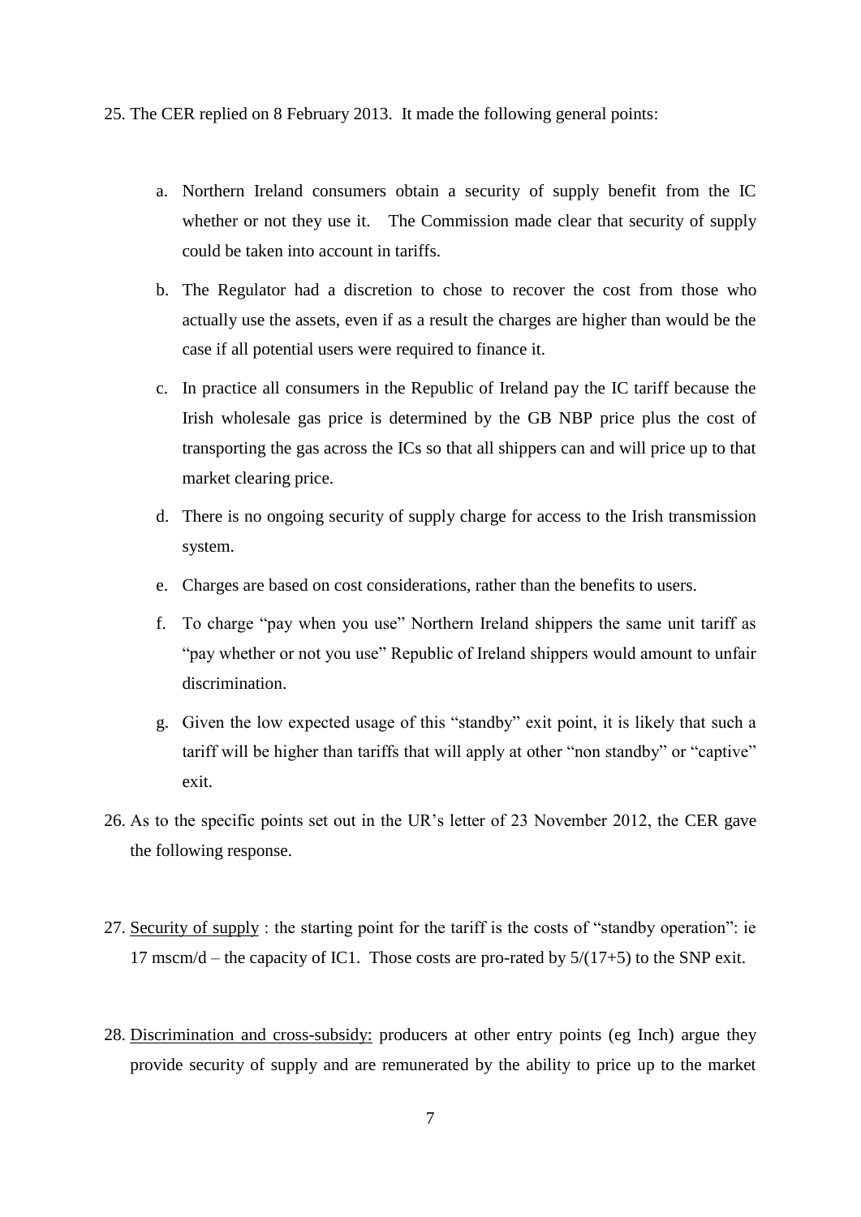25. The CER replied on 8 February 2013. It made the following general points:

    a. Northern Ireland consumers obtain a security of supply benefit from the IC whether or not they use it. The Commission made clear that security of supply could be taken into account in tariffs.

    b. The Regulator had a discretion to chose to recover the cost from those who actually use the assets, even if as a result the charges are higher than would be the case if all potential users were required to finance it.

    c. In practice all consumers in the Republic of Ireland pay the IC tariff because the Irish wholesale gas price is determined by the GB NBP price plus the cost of transporting the gas across the ICs so that all shippers can and will price up to that market clearing price.

    d. There is no ongoing security of supply charge for access to the Irish transmission system.

    e. Charges are based on cost considerations, rather than the benefits to users.

    f. To charge "pay when you use" Northern Ireland shippers the same unit tariff as "pay whether or not you use" Republic of Ireland shippers would amount to unfair discrimination.

    g. Given the low expected usage of this "standby" exit point, it is likely that such a tariff will be higher than tariffs that will apply at other "non standby" or "captive" exit.

26. As to the specific points set out in the UR's letter of 23 November 2012, the CER gave the following response.

27. <u>Security of supply</u> : the starting point for the tariff is the costs of "standby operation": ie 17 mscm/d – the capacity of IC1. Those costs are pro-rated by 5/(17+5) to the SNP exit.

28. <u>Discrimination and cross-subsidy:</u> producers at other entry points (eg Inch) argue they provide security of supply and are remunerated by the ability to price up to the market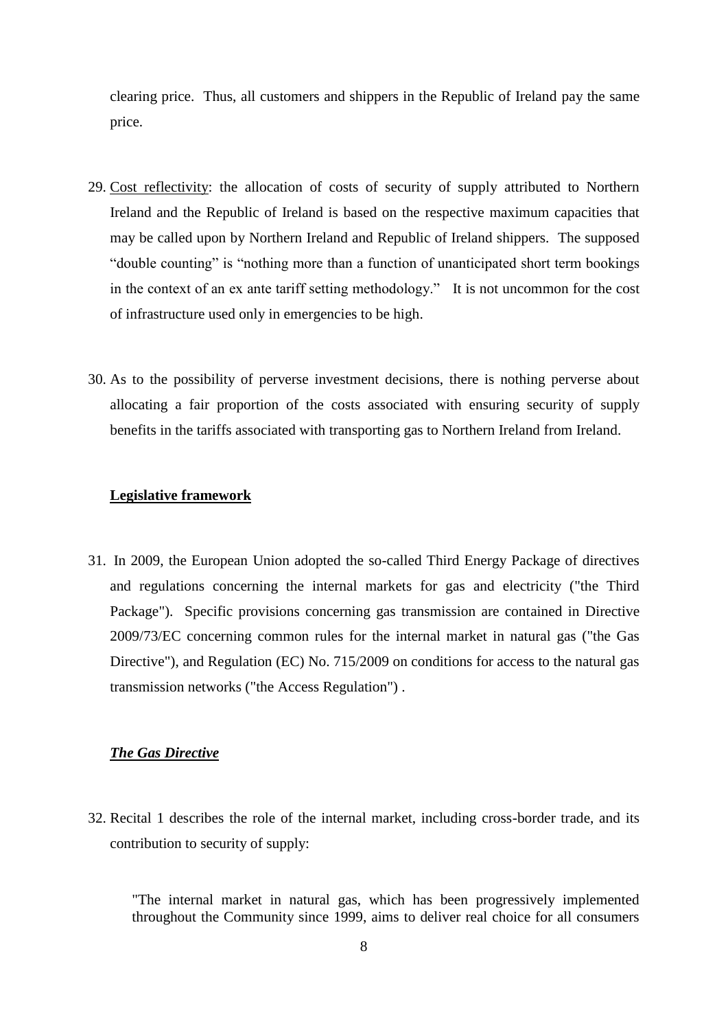clearing price. Thus, all customers and shippers in the Republic of Ireland pay the same price.

29. Cost reflectivity: the allocation of costs of security of supply attributed to Northern Ireland and the Republic of Ireland is based on the respective maximum capacities that may be called upon by Northern Ireland and Republic of Ireland shippers. The supposed "double counting" is "nothing more than a function of unanticipated short term bookings in the context of an ex ante tariff setting methodology." It is not uncommon for the cost of infrastructure used only in emergencies to be high.

30. As to the possibility of perverse investment decisions, there is nothing perverse about allocating a fair proportion of the costs associated with ensuring security of supply benefits in the tariffs associated with transporting gas to Northern Ireland from Ireland.

**Legislative framework**

31. In 2009, the European Union adopted the so-called Third Energy Package of directives and regulations concerning the internal markets for gas and electricity ("the Third Package"). Specific provisions concerning gas transmission are contained in Directive 2009/73/EC concerning common rules for the internal market in natural gas ("the Gas Directive"), and Regulation (EC) No. 715/2009 on conditions for access to the natural gas transmission networks ("the Access Regulation") .

***The Gas Directive***

32. Recital 1 describes the role of the internal market, including cross-border trade, and its contribution to security of supply:

> "The internal market in natural gas, which has been progressively implemented throughout the Community since 1999, aims to deliver real choice for all consumers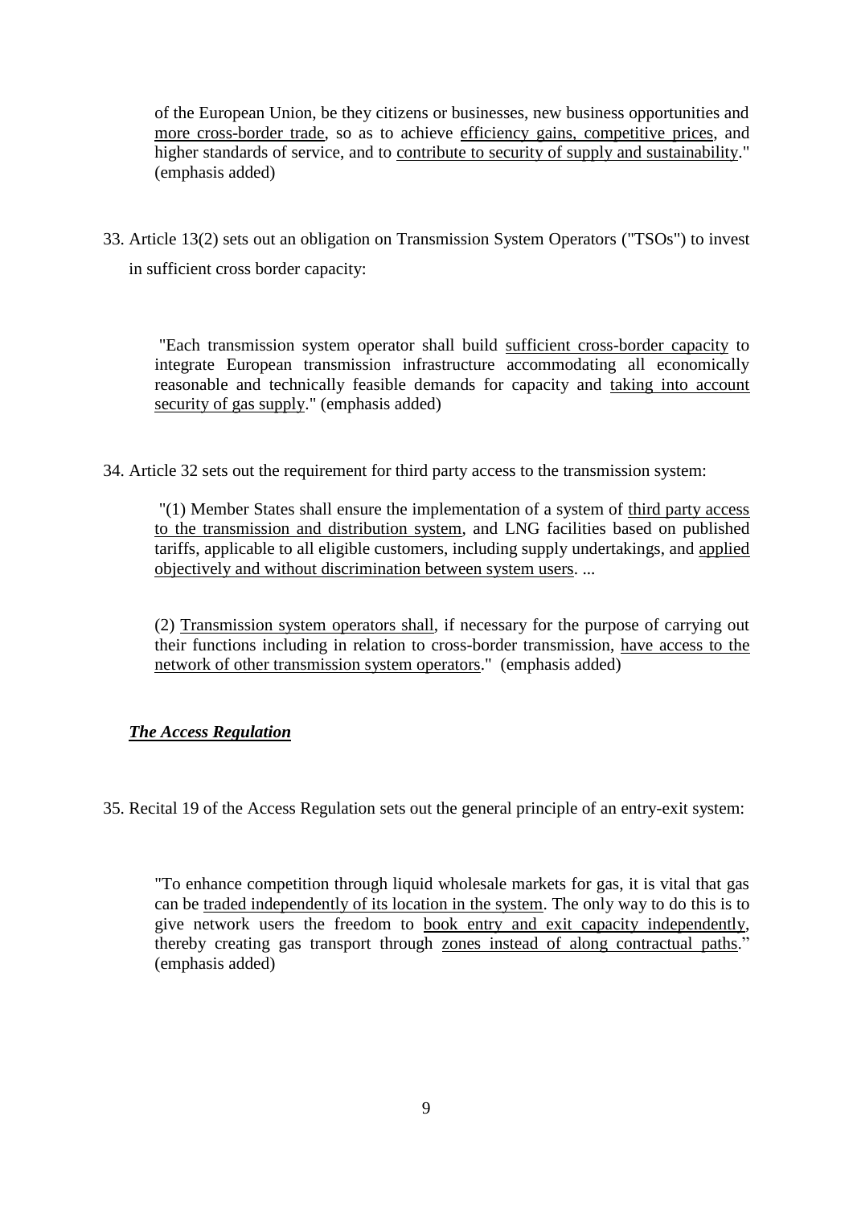of the European Union, be they citizens or businesses, new business opportunities and more cross-border trade, so as to achieve efficiency gains, competitive prices, and higher standards of service, and to contribute to security of supply and sustainability." (emphasis added)

33. Article 13(2) sets out an obligation on Transmission System Operators ("TSOs") to invest in sufficient cross border capacity:

> "Each transmission system operator shall build sufficient cross-border capacity to integrate European transmission infrastructure accommodating all economically reasonable and technically feasible demands for capacity and taking into account security of gas supply." (emphasis added)

34. Article 32 sets out the requirement for third party access to the transmission system:

> "(1) Member States shall ensure the implementation of a system of third party access to the transmission and distribution system, and LNG facilities based on published tariffs, applicable to all eligible customers, including supply undertakings, and applied objectively and without discrimination between system users. ...
>
> (2) Transmission system operators shall, if necessary for the purpose of carrying out their functions including in relation to cross-border transmission, have access to the network of other transmission system operators." (emphasis added)

***The Access Regulation***

35. Recital 19 of the Access Regulation sets out the general principle of an entry-exit system:

> "To enhance competition through liquid wholesale markets for gas, it is vital that gas can be traded independently of its location in the system. The only way to do this is to give network users the freedom to book entry and exit capacity independently, thereby creating gas transport through zones instead of along contractual paths." (emphasis added)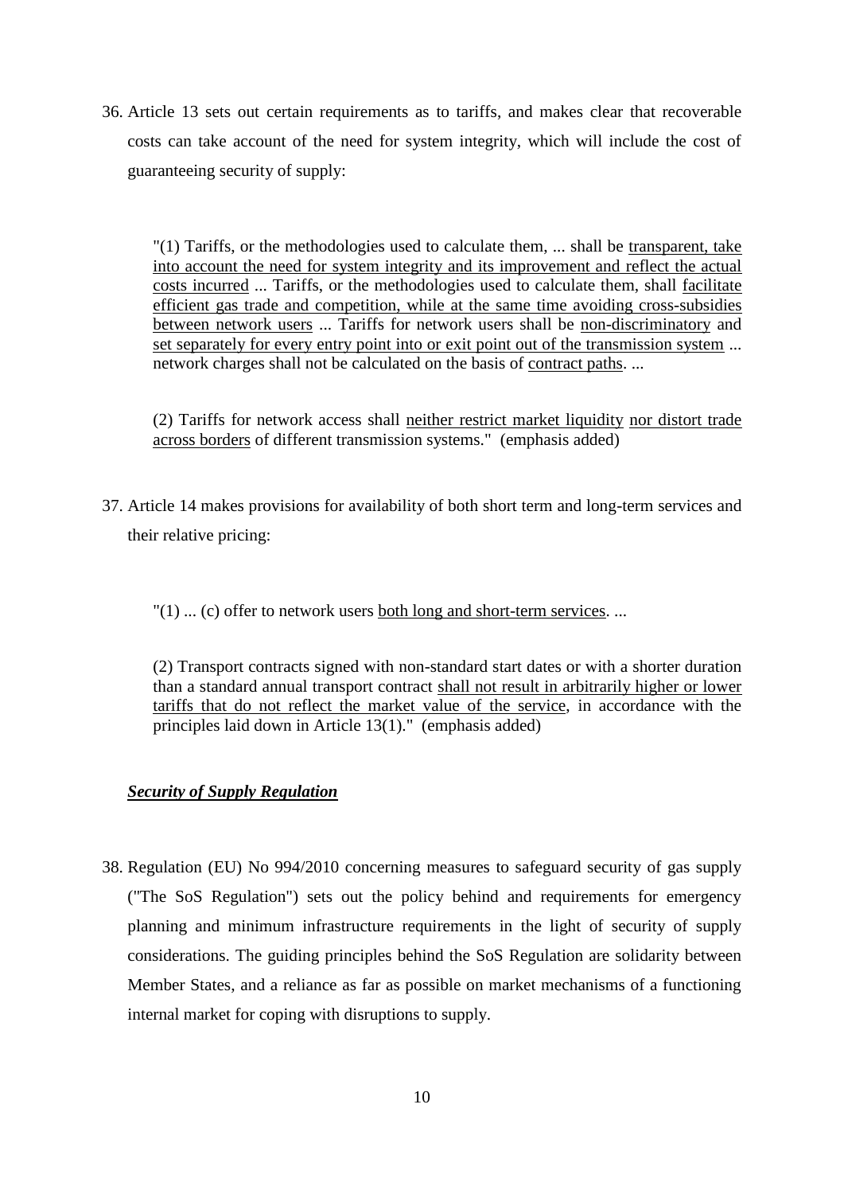36. Article 13 sets out certain requirements as to tariffs, and makes clear that recoverable costs can take account of the need for system integrity, which will include the cost of guaranteeing security of supply:

> "(1) Tariffs, or the methodologies used to calculate them, ... shall be <u>transparent, take into account the need for system integrity and its improvement and reflect the actual costs incurred</u> ... Tariffs, or the methodologies used to calculate them, shall <u>facilitate efficient gas trade and competition, while at the same time avoiding cross-subsidies between network users</u> ... Tariffs for network users shall be <u>non-discriminatory</u> and <u>set separately for every entry point into or exit point out of the transmission system</u> ... network charges shall not be calculated on the basis of <u>contract paths</u>. ...
>
> (2) Tariffs for network access shall <u>neither restrict market liquidity</u> <u>nor distort trade across borders</u> of different transmission systems." (emphasis added)

37. Article 14 makes provisions for availability of both short term and long-term services and their relative pricing:

> "(1) ... (c) offer to network users <u>both long and short-term services</u>. ...
>
> (2) Transport contracts signed with non-standard start dates or with a shorter duration than a standard annual transport contract <u>shall not result in arbitrarily higher or lower tariffs that do not reflect the market value of the service</u>, in accordance with the principles laid down in Article 13(1)." (emphasis added)

***<u>Security of Supply Regulation</u>***

38. Regulation (EU) No 994/2010 concerning measures to safeguard security of gas supply ("The SoS Regulation") sets out the policy behind and requirements for emergency planning and minimum infrastructure requirements in the light of security of supply considerations. The guiding principles behind the SoS Regulation are solidarity between Member States, and a reliance as far as possible on market mechanisms of a functioning internal market for coping with disruptions to supply.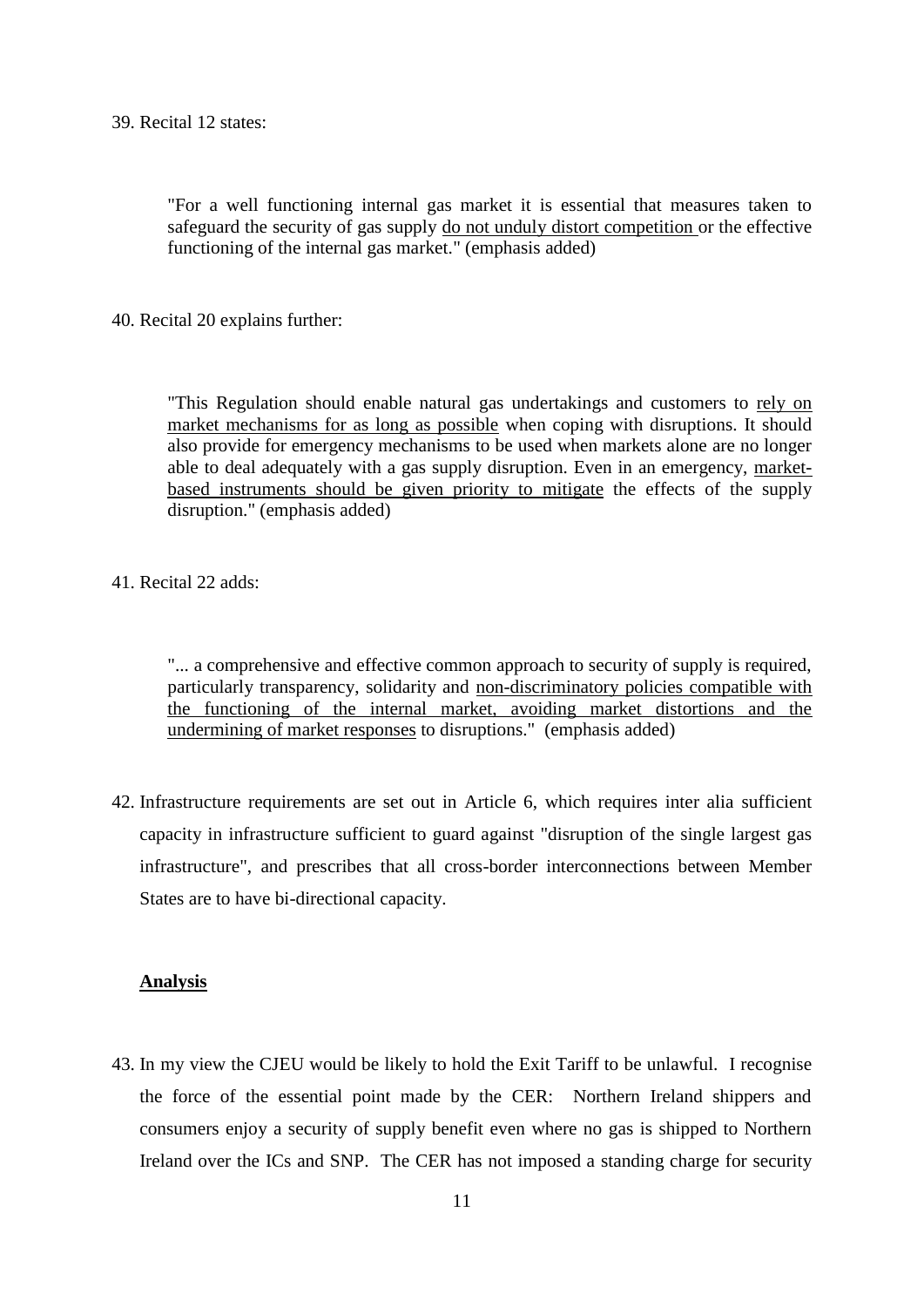39. Recital 12 states:

> "For a well functioning internal gas market it is essential that measures taken to safeguard the security of gas supply <u>do not unduly distort competition</u> or the effective functioning of the internal gas market." (emphasis added)

40. Recital 20 explains further:

> "This Regulation should enable natural gas undertakings and customers to <u>rely on market mechanisms for as long as possible</u> when coping with disruptions. It should also provide for emergency mechanisms to be used when markets alone are no longer able to deal adequately with a gas supply disruption. Even in an emergency, <u>market-based instruments should be given priority to mitigate</u> the effects of the supply disruption." (emphasis added)

41. Recital 22 adds:

> "... a comprehensive and effective common approach to security of supply is required, particularly transparency, solidarity and <u>non-discriminatory policies compatible with the functioning of the internal market, avoiding market distortions and the undermining of market responses</u> to disruptions." (emphasis added)

42. Infrastructure requirements are set out in Article 6, which requires inter alia sufficient capacity in infrastructure sufficient to guard against "disruption of the single largest gas infrastructure", and prescribes that all cross-border interconnections between Member States are to have bi-directional capacity.

**<u>Analysis</u>**

43. In my view the CJEU would be likely to hold the Exit Tariff to be unlawful. I recognise the force of the essential point made by the CER: Northern Ireland shippers and consumers enjoy a security of supply benefit even where no gas is shipped to Northern Ireland over the ICs and SNP. The CER has not imposed a standing charge for security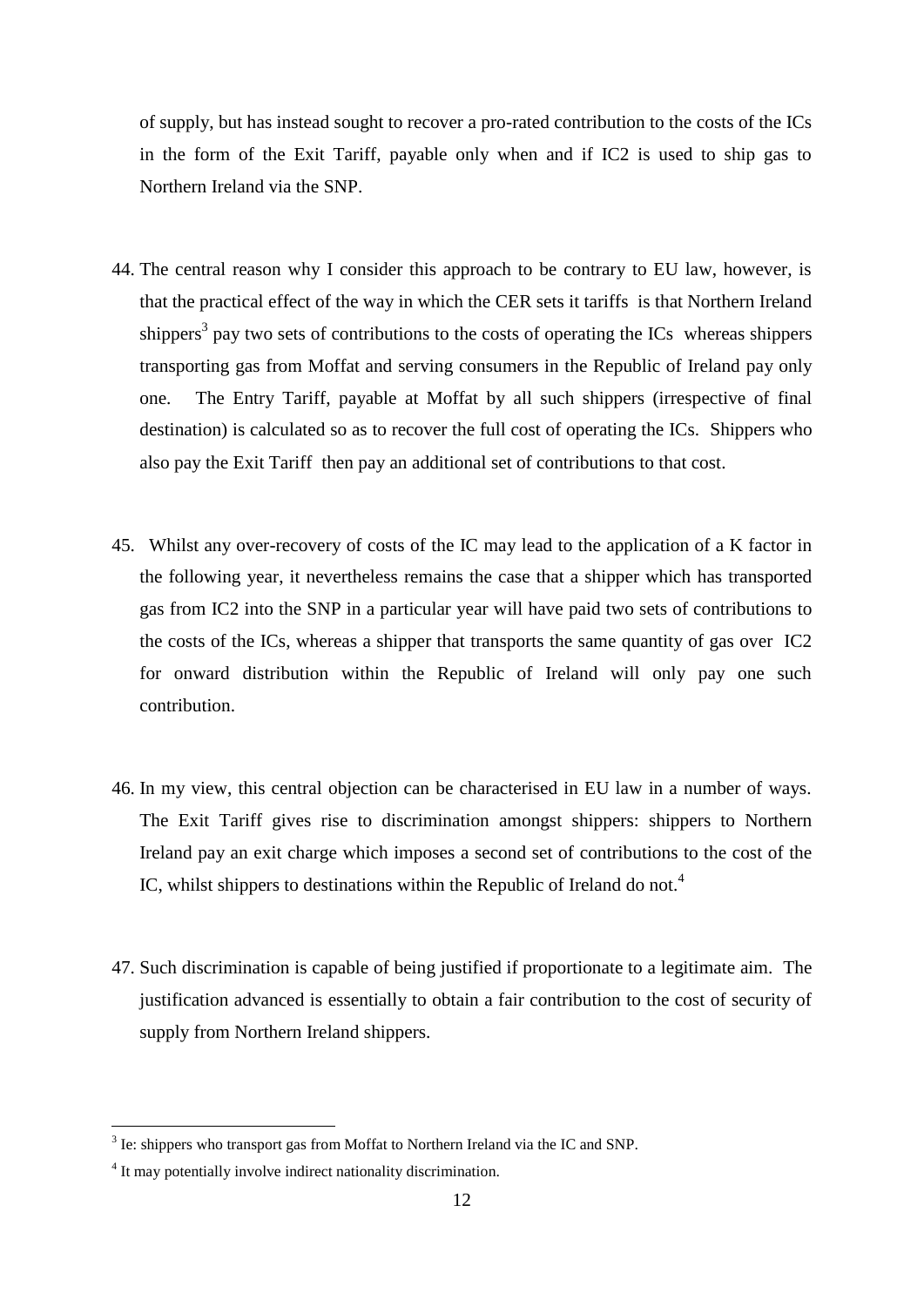of supply, but has instead sought to recover a pro-rated contribution to the costs of the ICs in the form of the Exit Tariff, payable only when and if IC2 is used to ship gas to Northern Ireland via the SNP.

44. The central reason why I consider this approach to be contrary to EU law, however, is that the practical effect of the way in which the CER sets it tariffs is that Northern Ireland shippers[3] pay two sets of contributions to the costs of operating the ICs whereas shippers transporting gas from Moffat and serving consumers in the Republic of Ireland pay only one. The Entry Tariff, payable at Moffat by all such shippers (irrespective of final destination) is calculated so as to recover the full cost of operating the ICs. Shippers who also pay the Exit Tariff then pay an additional set of contributions to that cost.

45. Whilst any over-recovery of costs of the IC may lead to the application of a K factor in the following year, it nevertheless remains the case that a shipper which has transported gas from IC2 into the SNP in a particular year will have paid two sets of contributions to the costs of the ICs, whereas a shipper that transports the same quantity of gas over IC2 for onward distribution within the Republic of Ireland will only pay one such contribution.

46. In my view, this central objection can be characterised in EU law in a number of ways. The Exit Tariff gives rise to discrimination amongst shippers: shippers to Northern Ireland pay an exit charge which imposes a second set of contributions to the cost of the IC, whilst shippers to destinations within the Republic of Ireland do not.[4]

47. Such discrimination is capable of being justified if proportionate to a legitimate aim. The justification advanced is essentially to obtain a fair contribution to the cost of security of supply from Northern Ireland shippers.

---

[3] Ie: shippers who transport gas from Moffat to Northern Ireland via the IC and SNP.

[4] It may potentially involve indirect nationality discrimination.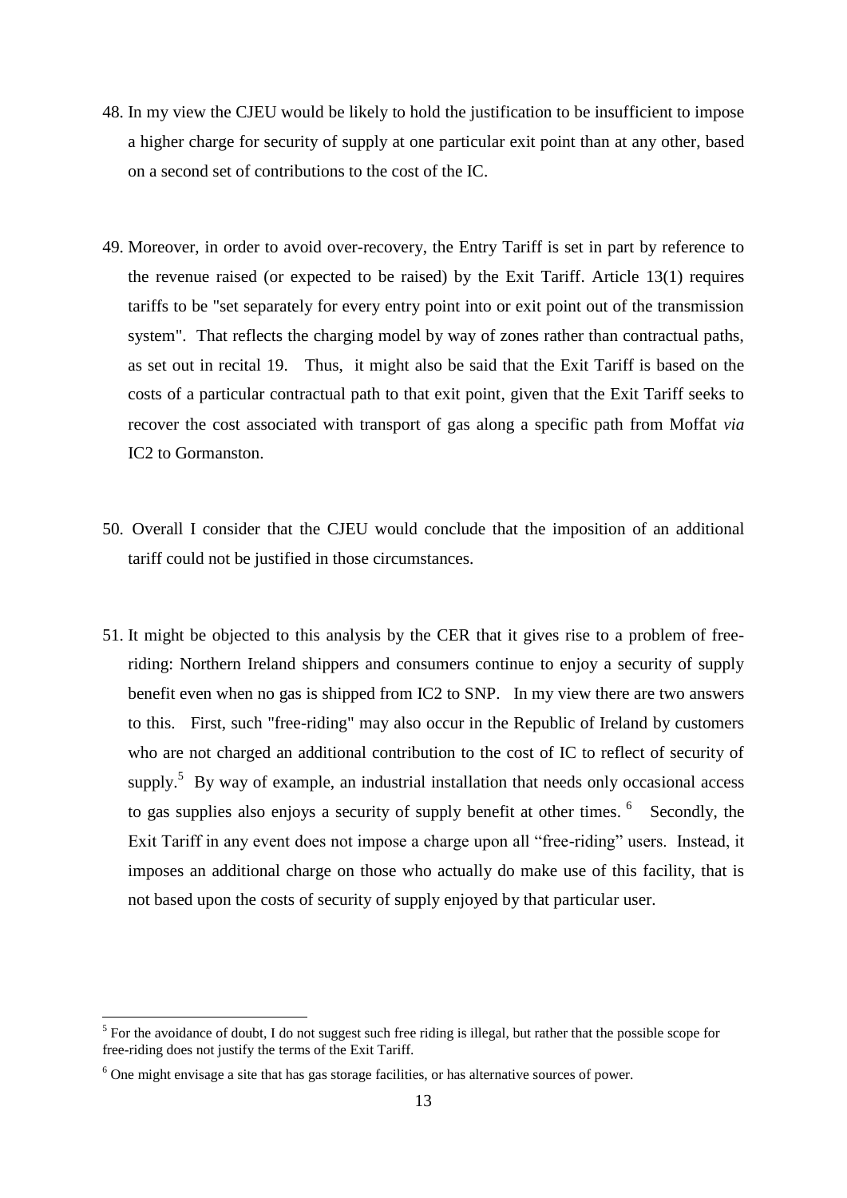48. In my view the CJEU would be likely to hold the justification to be insufficient to impose a higher charge for security of supply at one particular exit point than at any other, based on a second set of contributions to the cost of the IC.

49. Moreover, in order to avoid over-recovery, the Entry Tariff is set in part by reference to the revenue raised (or expected to be raised) by the Exit Tariff. Article 13(1) requires tariffs to be "set separately for every entry point into or exit point out of the transmission system". That reflects the charging model by way of zones rather than contractual paths, as set out in recital 19. Thus, it might also be said that the Exit Tariff is based on the costs of a particular contractual path to that exit point, given that the Exit Tariff seeks to recover the cost associated with transport of gas along a specific path from Moffat *via* IC2 to Gormanston.

50. Overall I consider that the CJEU would conclude that the imposition of an additional tariff could not be justified in those circumstances.

51. It might be objected to this analysis by the CER that it gives rise to a problem of free-riding: Northern Ireland shippers and consumers continue to enjoy a security of supply benefit even when no gas is shipped from IC2 to SNP. In my view there are two answers to this. First, such "free-riding" may also occur in the Republic of Ireland by customers who are not charged an additional contribution to the cost of IC to reflect of security of supply.[5] By way of example, an industrial installation that needs only occasional access to gas supplies also enjoys a security of supply benefit at other times.[6] Secondly, the Exit Tariff in any event does not impose a charge upon all "free-riding" users. Instead, it imposes an additional charge on those who actually do make use of this facility, that is not based upon the costs of security of supply enjoyed by that particular user.

---

[5] For the avoidance of doubt, I do not suggest such free riding is illegal, but rather that the possible scope for free-riding does not justify the terms of the Exit Tariff.

[6] One might envisage a site that has gas storage facilities, or has alternative sources of power.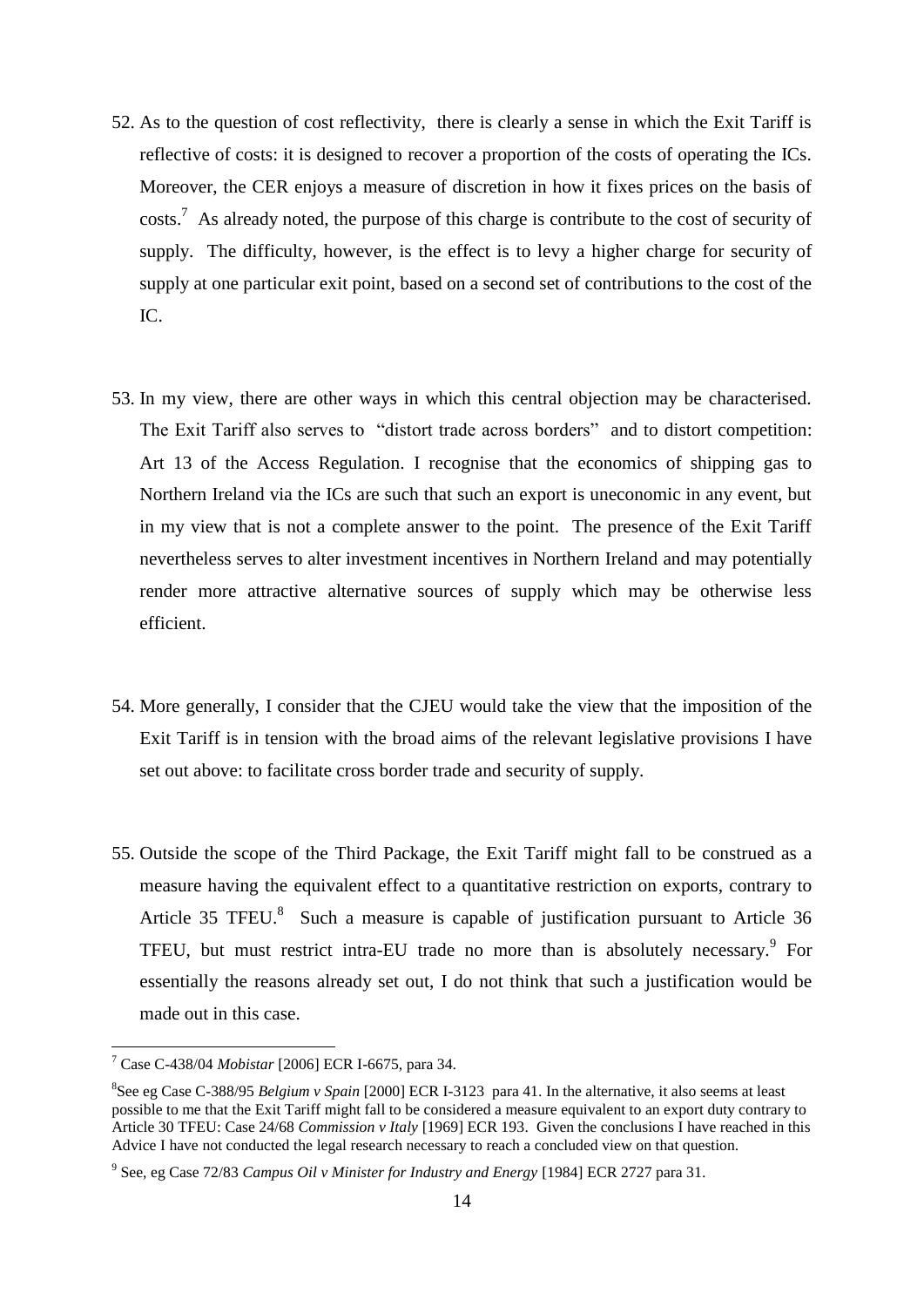52. As to the question of cost reflectivity, there is clearly a sense in which the Exit Tariff is reflective of costs: it is designed to recover a proportion of the costs of operating the ICs. Moreover, the CER enjoys a measure of discretion in how it fixes prices on the basis of costs.[7] As already noted, the purpose of this charge is contribute to the cost of security of supply. The difficulty, however, is the effect is to levy a higher charge for security of supply at one particular exit point, based on a second set of contributions to the cost of the IC.

53. In my view, there are other ways in which this central objection may be characterised. The Exit Tariff also serves to "distort trade across borders" and to distort competition: Art 13 of the Access Regulation. I recognise that the economics of shipping gas to Northern Ireland via the ICs are such that such an export is uneconomic in any event, but in my view that is not a complete answer to the point. The presence of the Exit Tariff nevertheless serves to alter investment incentives in Northern Ireland and may potentially render more attractive alternative sources of supply which may be otherwise less efficient.

54. More generally, I consider that the CJEU would take the view that the imposition of the Exit Tariff is in tension with the broad aims of the relevant legislative provisions I have set out above: to facilitate cross border trade and security of supply.

55. Outside the scope of the Third Package, the Exit Tariff might fall to be construed as a measure having the equivalent effect to a quantitative restriction on exports, contrary to Article 35 TFEU.[8] Such a measure is capable of justification pursuant to Article 36 TFEU, but must restrict intra-EU trade no more than is absolutely necessary.[9] For essentially the reasons already set out, I do not think that such a justification would be made out in this case.

---

[7] Case C-438/04 *Mobistar* [2006] ECR I-6675, para 34.

[8] See eg Case C-388/95 *Belgium v Spain* [2000] ECR I-3123 para 41. In the alternative, it also seems at least possible to me that the Exit Tariff might fall to be considered a measure equivalent to an export duty contrary to Article 30 TFEU: Case 24/68 *Commission v Italy* [1969] ECR 193. Given the conclusions I have reached in this Advice I have not conducted the legal research necessary to reach a concluded view on that question.

[9] See, eg Case 72/83 *Campus Oil v Minister for Industry and Energy* [1984] ECR 2727 para 31.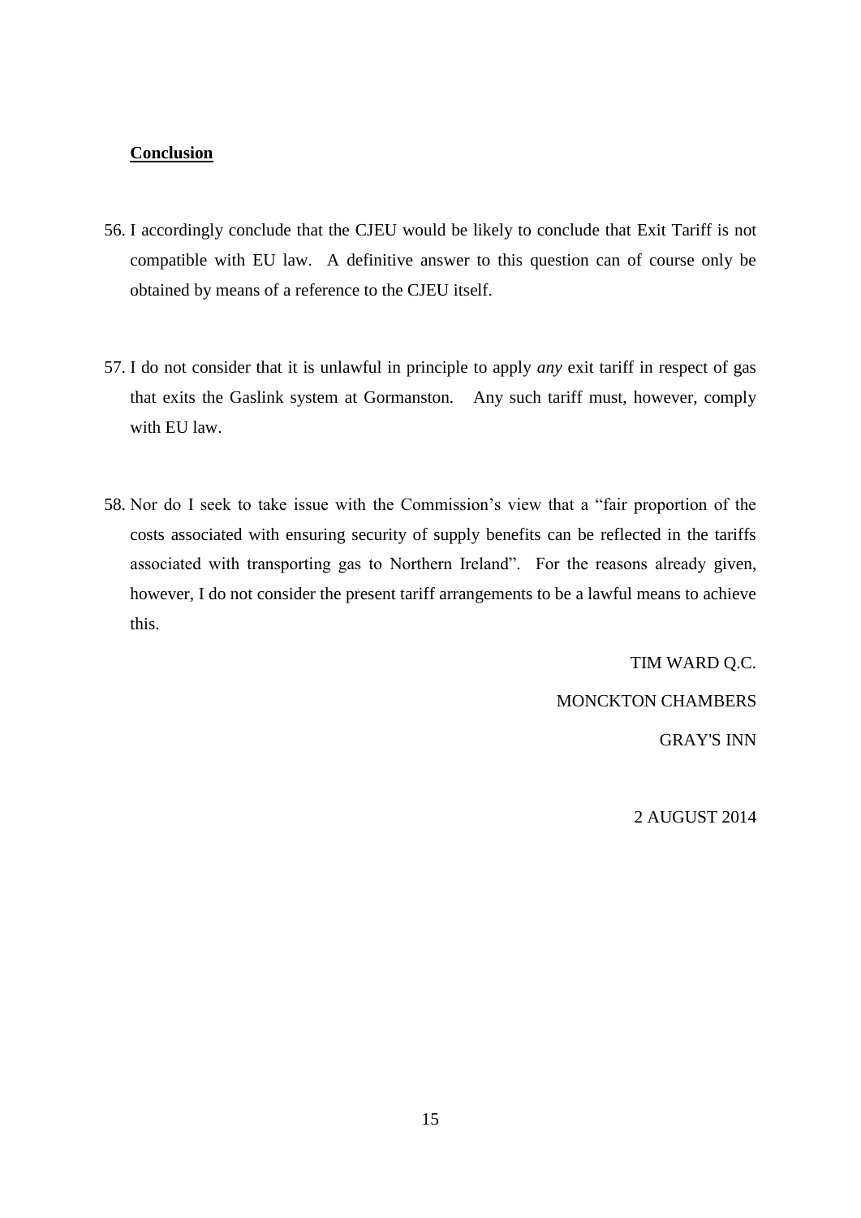**Conclusion**

56. I accordingly conclude that the CJEU would be likely to conclude that Exit Tariff is not compatible with EU law. A definitive answer to this question can of course only be obtained by means of a reference to the CJEU itself.

57. I do not consider that it is unlawful in principle to apply *any* exit tariff in respect of gas that exits the Gaslink system at Gormanston. Any such tariff must, however, comply with EU law.

58. Nor do I seek to take issue with the Commission's view that a "fair proportion of the costs associated with ensuring security of supply benefits can be reflected in the tariffs associated with transporting gas to Northern Ireland". For the reasons already given, however, I do not consider the present tariff arrangements to be a lawful means to achieve this.

TIM WARD Q.C.

MONCKTON CHAMBERS

GRAY'S INN

2 AUGUST 2014